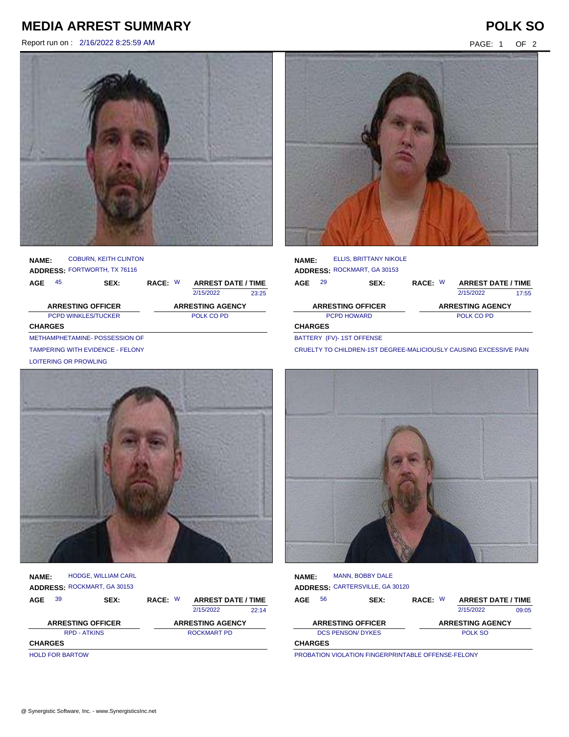# MEDIA ARREST SUMMARY

**POLK SO**

Report run on : 2/16/2022 8:25:59 AM

**NAME:** COBURN, KEITH CLINTON
**ADDRESS:** FORTWORTH, TX 76116

| AGE | SEX: | RACE: | ARREST DATE / TIME |
|---|---|---|---|
| 45 | | W | 2/15/2022 23:25 |

| ARRESTING OFFICER | ARRESTING AGENCY |
|---|---|
| PCPD WINKLES/TUCKER | POLK CO PD |

**CHARGES**

METHAMPHETAMINE- POSSESSION OF
TAMPERING WITH EVIDENCE - FELONY
LOITERING OR PROWLING

**NAME:** ELLIS, BRITTANY NIKOLE
**ADDRESS:** ROCKMART, GA 30153

| AGE | SEX: | RACE: | ARREST DATE / TIME |
|---|---|---|---|
| 29 | | W | 2/15/2022 17:55 |

| ARRESTING OFFICER | ARRESTING AGENCY |
|---|---|
| PCPD HOWARD | POLK CO PD |

**CHARGES**

BATTERY (FV)- 1ST OFFENSE
CRUELTY TO CHILDREN-1ST DEGREE-MALICIOUSLY CAUSING EXCESSIVE PAIN

**NAME:** HODGE, WILLIAM CARL
**ADDRESS:** ROCKMART, GA 30153

| AGE | SEX: | RACE: | ARREST DATE / TIME |
|---|---|---|---|
| 39 | | W | 2/15/2022 22:14 |

| ARRESTING OFFICER | ARRESTING AGENCY |
|---|---|
| RPD - ATKINS | ROCKMART PD |

**CHARGES**

HOLD FOR BARTOW

**NAME:** MANN, BOBBY DALE
**ADDRESS:** CARTERSVILLE, GA 30120

| AGE | SEX: | RACE: | ARREST DATE / TIME |
|---|---|---|---|
| 56 | | W | 2/15/2022 09:05 |

| ARRESTING OFFICER | ARRESTING AGENCY |
|---|---|
| DCS PENSON/ DYKES | POLK SO |

**CHARGES**

PROBATION VIOLATION FINGERPRINTABLE OFFENSE-FELONY

@ Synergistic Software, Inc. - www.SynergisticsInc.net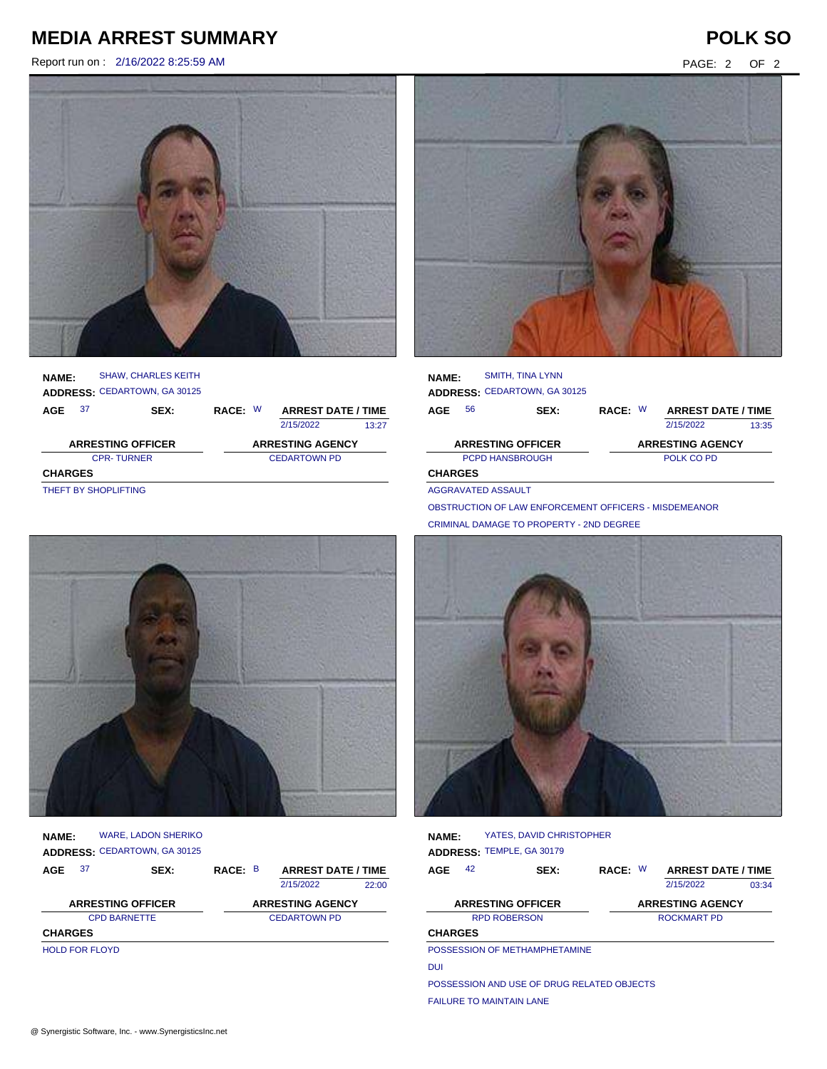# MEDIA ARREST SUMMARY

**POLK SO**

Report run on : 2/16/2022 8:25:59 AM

**NAME:** SHAW, CHARLES KEITH
**ADDRESS:** CEDARTOWN, GA 30125

| AGE | SEX: | RACE: | ARREST DATE / TIME | |
|---|---|---|---|---|
| 37 | | W | 2/15/2022 | 13:27 |

| ARRESTING OFFICER | ARRESTING AGENCY |
|---|---|
| CPR- TURNER | CEDARTOWN PD |

**CHARGES**

THEFT BY SHOPLIFTING

**NAME:** SMITH, TINA LYNN
**ADDRESS:** CEDARTOWN, GA 30125

| AGE | SEX: | RACE: | ARREST DATE / TIME | |
|---|---|---|---|---|
| 56 | | W | 2/15/2022 | 13:35 |

| ARRESTING OFFICER | ARRESTING AGENCY |
|---|---|
| PCPD HANSBROUGH | POLK CO PD |

**CHARGES**

AGGRAVATED ASSAULT

OBSTRUCTION OF LAW ENFORCEMENT OFFICERS - MISDEMEANOR

CRIMINAL DAMAGE TO PROPERTY - 2ND DEGREE

**NAME:** WARE, LADON SHERIKO
**ADDRESS:** CEDARTOWN, GA 30125

| AGE | SEX: | RACE: | ARREST DATE / TIME | |
|---|---|---|---|---|
| 37 | | B | 2/15/2022 | 22:00 |

| ARRESTING OFFICER | ARRESTING AGENCY |
|---|---|
| CPD BARNETTE | CEDARTOWN PD |

**CHARGES**

HOLD FOR FLOYD

**NAME:** YATES, DAVID CHRISTOPHER
**ADDRESS:** TEMPLE, GA 30179

| AGE | SEX: | RACE: | ARREST DATE / TIME | |
|---|---|---|---|---|
| 42 | | W | 2/15/2022 | 03:34 |

| ARRESTING OFFICER | ARRESTING AGENCY |
|---|---|
| RPD ROBERSON | ROCKMART PD |

**CHARGES**

POSSESSION OF METHAMPHETAMINE

DUI

POSSESSION AND USE OF DRUG RELATED OBJECTS

FAILURE TO MAINTAIN LANE

@ Synergistic Software, Inc. - www.SynergisticsInc.net